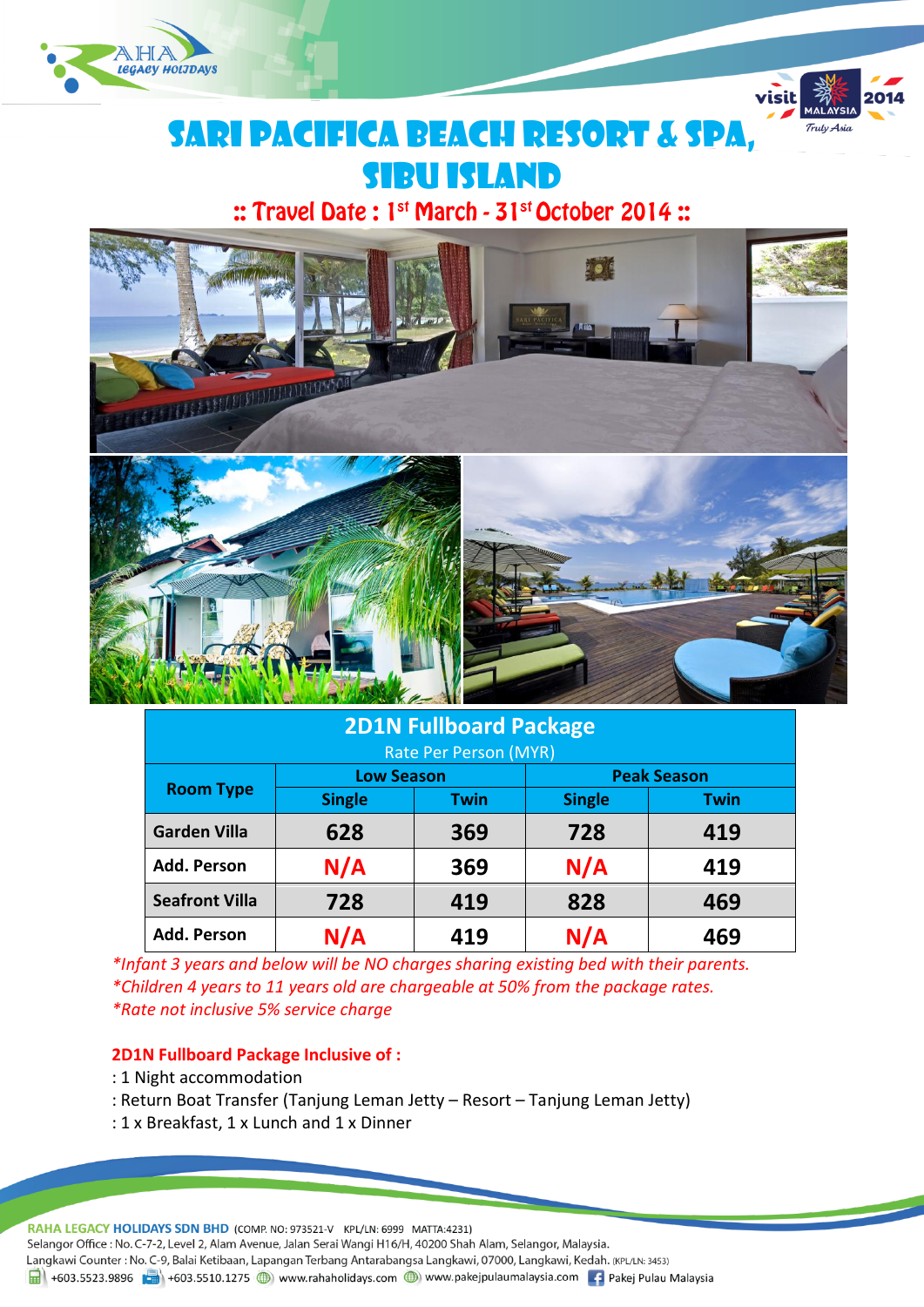# SARI PACIFICA BEACH RESORT & SPA, SIBU ISLAND

## :: Travel Date : 1st March - 31st October 2014 ::

| 2D1N Fullboard Package Rate Per Person (MYR) | | | | |
|---|---|---|---|---|
| Room Type | Low Season | | Peak Season | |
| | Single | Twin | Single | Twin |
| Garden Villa | 628 | 369 | 728 | 419 |
| Add. Person | N/A | 369 | N/A | 419 |
| Seafront Villa | 728 | 419 | 828 | 469 |
| Add. Person | N/A | 419 | N/A | 469 |

*\*Infant 3 years and below will be NO charges sharing existing bed with their parents.*
*\*Children 4 years to 11 years old are chargeable at 50% from the package rates.*
*\*Rate not inclusive 5% service charge*

**2D1N Fullboard Package Inclusive of :**

: 1 Night accommodation
: Return Boat Transfer (Tanjung Leman Jetty – Resort – Tanjung Leman Jetty)
: 1 x Breakfast, 1 x Lunch and 1 x Dinner

**RAHA LEGACY HOLIDAYS SDN BHD** (COMP. NO: 973521-V KPL/LN: 6999 MATTA:4231)
Selangor Office : No. C-7-2, Level 2, Alam Avenue, Jalan Serai Wangi H16/H, 40200 Shah Alam, Selangor, Malaysia.
Langkawi Counter : No. C-9, Balai Ketibaan, Lapangan Terbang Antarabangsa Langkawi, 07000, Langkawi, Kedah. (KPL/LN: 3453)
+603.5523.9896 +603.5510.1275 www.rahaholidays.com www.pakejpulaumalaysia.com Pakej Pulau Malaysia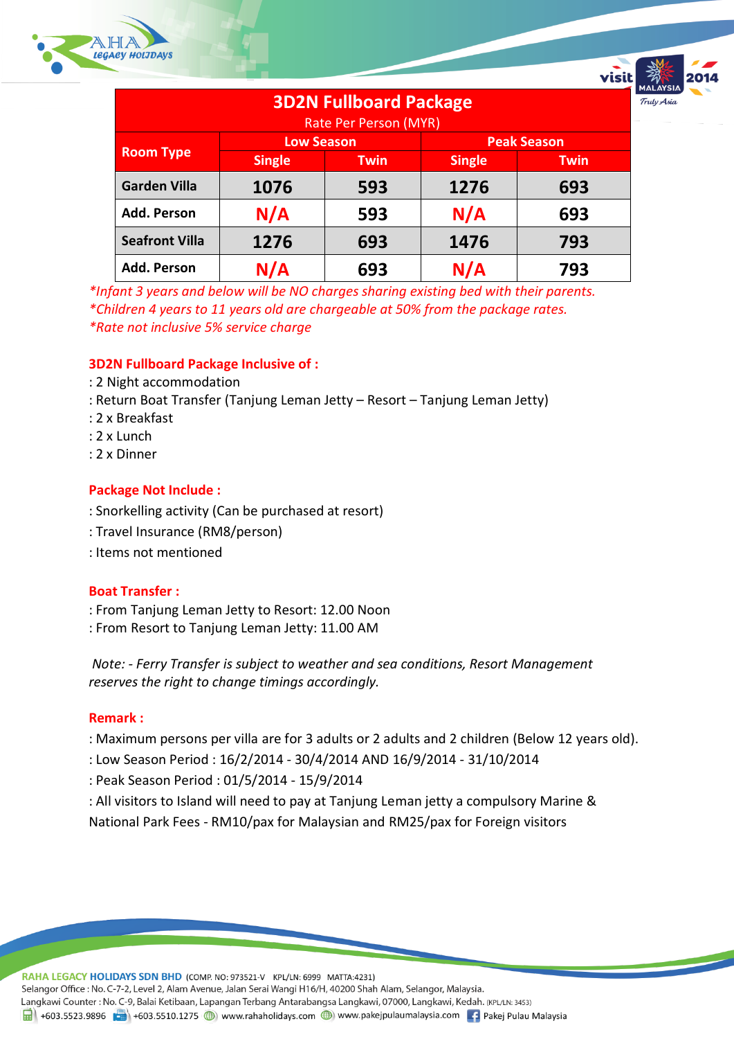| 3D2N Fullboard Package<br>Rate Per Person (MYR) | | | | |
|---|---|---|---|---|
| Room Type | Low Season | | Peak Season | |
| | Single | Twin | Single | Twin |
| Garden Villa | 1076 | 593 | 1276 | 693 |
| Add. Person | N/A | 593 | N/A | 693 |
| Seafront Villa | 1276 | 693 | 1476 | 793 |
| Add. Person | N/A | 693 | N/A | 793 |

*\*Infant 3 years and below will be NO charges sharing existing bed with their parents.*
*\*Children 4 years to 11 years old are chargeable at 50% from the package rates.*
*\*Rate not inclusive 5% service charge*

**3D2N Fullboard Package Inclusive of :**

: 2 Night accommodation
: Return Boat Transfer (Tanjung Leman Jetty – Resort – Tanjung Leman Jetty)
: 2 x Breakfast
: 2 x Lunch
: 2 x Dinner

**Package Not Include :**

: Snorkelling activity (Can be purchased at resort)
: Travel Insurance (RM8/person)
: Items not mentioned

**Boat Transfer :**

: From Tanjung Leman Jetty to Resort: 12.00 Noon
: From Resort to Tanjung Leman Jetty: 11.00 AM

*Note: - Ferry Transfer is subject to weather and sea conditions, Resort Management reserves the right to change timings accordingly.*

**Remark :**

: Maximum persons per villa are for 3 adults or 2 adults and 2 children (Below 12 years old).
: Low Season Period : 16/2/2014 - 30/4/2014 AND 16/9/2014 - 31/10/2014
: Peak Season Period : 01/5/2014 - 15/9/2014
: All visitors to Island will need to pay at Tanjung Leman jetty a compulsory Marine & National Park Fees - RM10/pax for Malaysian and RM25/pax for Foreign visitors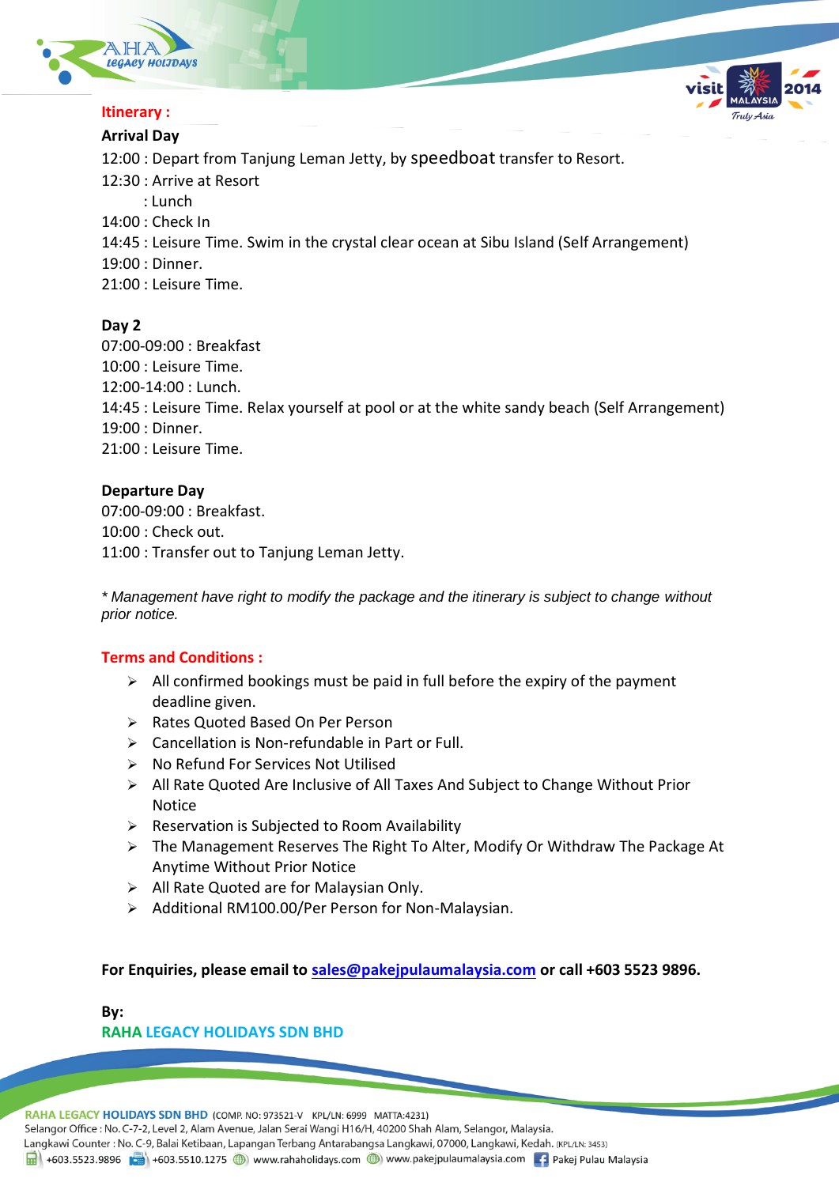## Itinerary :

**Arrival Day**

12:00 : Depart from Tanjung Leman Jetty, by speedboat transfer to Resort.
12:30 : Arrive at Resort
: Lunch
14:00 : Check In
14:45 : Leisure Time. Swim in the crystal clear ocean at Sibu Island (Self Arrangement)
19:00 : Dinner.
21:00 : Leisure Time.

**Day 2**

07:00-09:00 : Breakfast
10:00 : Leisure Time.
12:00-14:00 : Lunch.
14:45 : Leisure Time. Relax yourself at pool or at the white sandy beach (Self Arrangement)
19:00 : Dinner.
21:00 : Leisure Time.

**Departure Day**

07:00-09:00 : Breakfast.
10:00 : Check out.
11:00 : Transfer out to Tanjung Leman Jetty.

*\* Management have right to modify the package and the itinerary is subject to change without prior notice.*

## Terms and Conditions :

- All confirmed bookings must be paid in full before the expiry of the payment deadline given.
- Rates Quoted Based On Per Person
- Cancellation is Non-refundable in Part or Full.
- No Refund For Services Not Utilised
- All Rate Quoted Are Inclusive of All Taxes And Subject to Change Without Prior Notice
- Reservation is Subjected to Room Availability
- The Management Reserves The Right To Alter, Modify Or Withdraw The Package At Anytime Without Prior Notice
- All Rate Quoted are for Malaysian Only.
- Additional RM100.00/Per Person for Non-Malaysian.

**For Enquiries, please email to sales@pakejpulaumalaysia.com or call +603 5523 9896.**

**By:**
**RAHA LEGACY HOLIDAYS SDN BHD**

RAHA LEGACY HOLIDAYS SDN BHD (COMP. NO: 973521-V KPL/LN: 6999 MATTA:4231)
Selangor Office : No. C-7-2, Level 2, Alam Avenue, Jalan Serai Wangi H16/H, 40200 Shah Alam, Selangor, Malaysia.
Langkawi Counter : No. C-9, Balai Ketibaan, Lapangan Terbang Antarabangsa Langkawi, 07000, Langkawi, Kedah. (KPL/LN: 3453)
+603.5523.9896 +603.5510.1275 www.rahaholidays.com www.pakejpulaumalaysia.com Pakej Pulau Malaysia